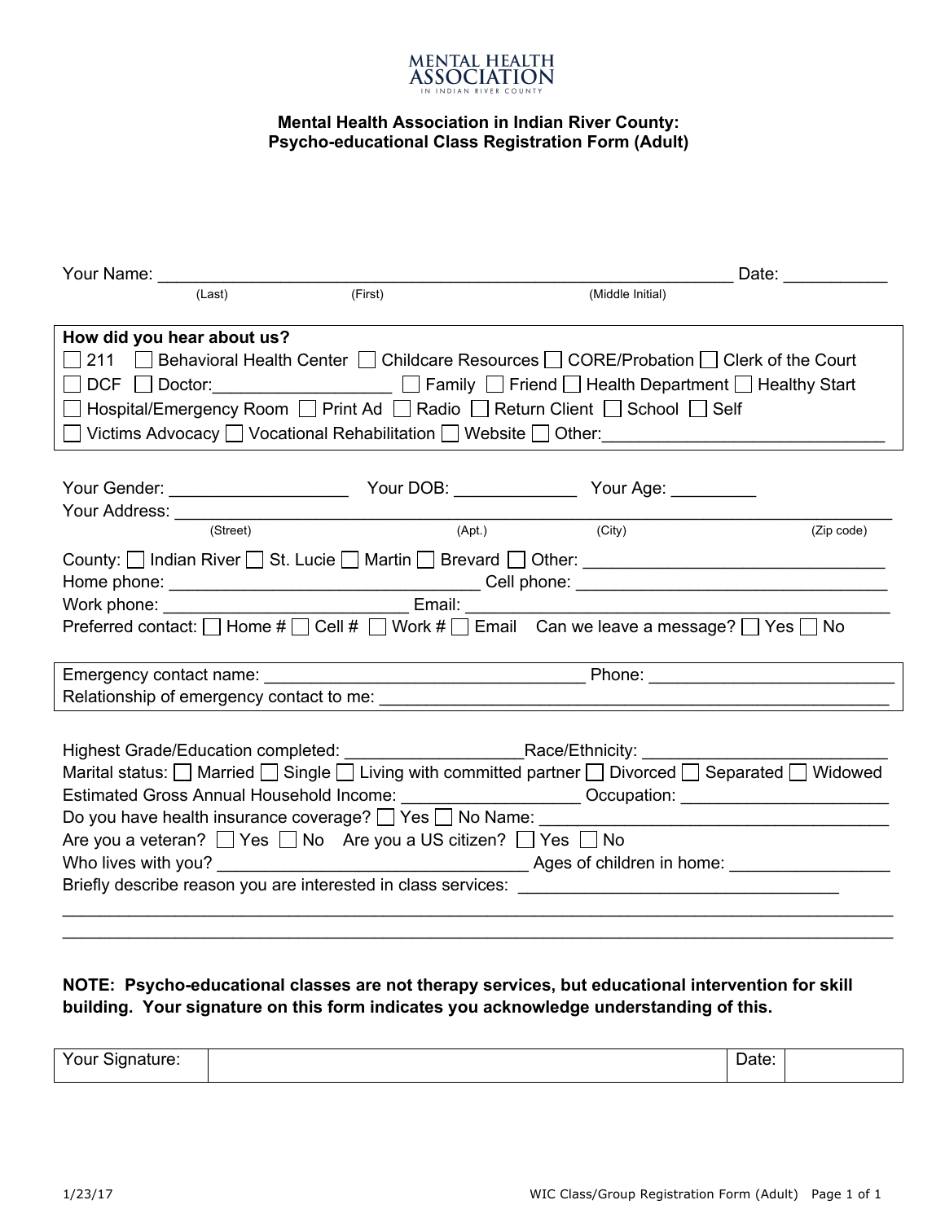MENTAL HEALTH ASSOCIATION
IN INDIAN RIVER COUNTY

## Mental Health Association in Indian River County:
## Psycho-educational Class Registration Form (Adult)

Your Name: ___________________________________________________________ Date: ___________
(Last) (First) (Middle Initial)

**How did you hear about us?**
☐ 211 ☐ Behavioral Health Center ☐ Childcare Resources ☐ CORE/Probation ☐ Clerk of the Court
☐ DCF ☐ Doctor:__________________ ☐ Family ☐ Friend ☐ Health Department ☐ Healthy Start
☐ Hospital/Emergency Room ☐ Print Ad ☐ Radio ☐ Return Client ☐ School ☐ Self
☐ Victims Advocacy ☐ Vocational Rehabilitation ☐ Website ☐ Other:_____________________________

Your Gender: __________________ Your DOB: _____________ Your Age: _________
Your Address: ________________________________________________________________________
(Street) (Apt.) (City) (Zip code)

County: ☐ Indian River ☐ St. Lucie ☐ Martin ☐ Brevard ☐ Other: _______________________________
Home phone: ________________________________ Cell phone: ________________________________
Work phone: ________________________ Email: __________________________________________
Preferred contact: ☐ Home # ☐ Cell # ☐ Work # ☐ Email Can we leave a message? ☐ Yes ☐ No

Emergency contact name: _________________________________ Phone: _________________________
Relationship of emergency contact to me: ______________________________________________________

Highest Grade/Education completed: __________________Race/Ethnicity: ________________________
Marital status: ☐ Married ☐ Single ☐ Living with committed partner ☐ Divorced ☐ Separated ☐ Widowed
Estimated Gross Annual Household Income: __________________ Occupation: _____________________
Do you have health insurance coverage? ☐ Yes ☐ No Name: ____________________________________
Are you a veteran? ☐ Yes ☐ No Are you a US citizen? ☐ Yes ☐ No
Who lives with you? _________________________________ Ages of children in home: ________________
Briefly describe reason you are interested in class services: _________________________________
_____________________________________________________________________________________
_____________________________________________________________________________________

**NOTE: Psycho-educational classes are not therapy services, but educational intervention for skill building. Your signature on this form indicates you acknowledge understanding of this.**

| Your Signature: | | Date: | |
|---|---|---|---|

1/23/17 WIC Class/Group Registration Form (Adult)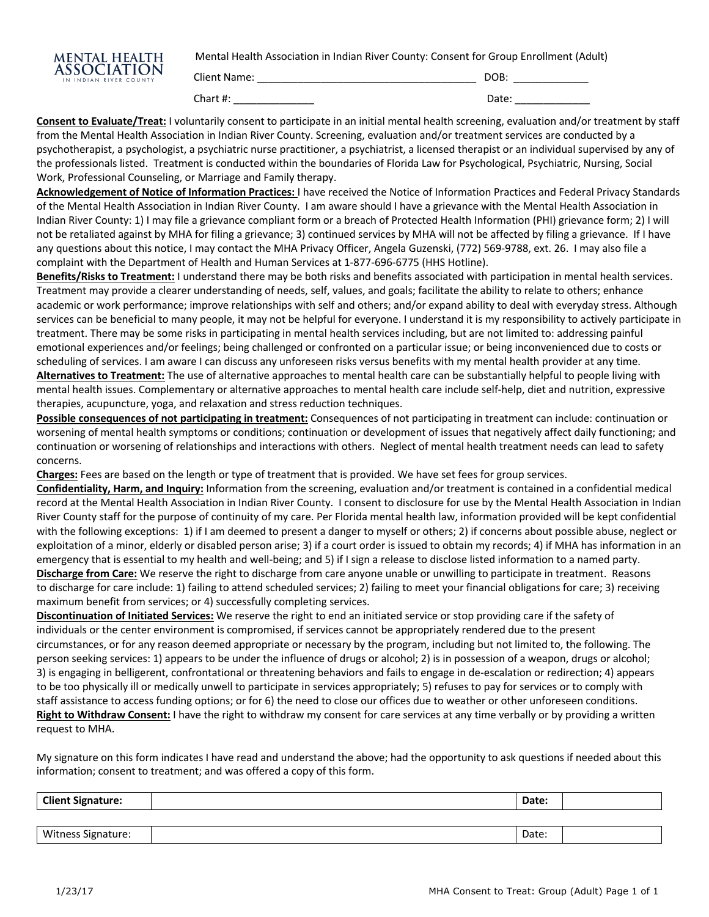MENTAL HEALTH ASSOCIATION IN INDIAN RIVER COUNTY

Mental Health Association in Indian River County: Consent for Group Enrollment (Adult)

Client Name: _____________________________________ DOB: _____________

Chart #: ______________ Date: _____________

**Consent to Evaluate/Treat:** I voluntarily consent to participate in an initial mental health screening, evaluation and/or treatment by staff from the Mental Health Association in Indian River County. Screening, evaluation and/or treatment services are conducted by a psychotherapist, a psychologist, a psychiatric nurse practitioner, a psychiatrist, a licensed therapist or an individual supervised by any of the professionals listed. Treatment is conducted within the boundaries of Florida Law for Psychological, Psychiatric, Nursing, Social Work, Professional Counseling, or Marriage and Family therapy.

**Acknowledgement of Notice of Information Practices:** I have received the Notice of Information Practices and Federal Privacy Standards of the Mental Health Association in Indian River County. I am aware should I have a grievance with the Mental Health Association in Indian River County: 1) I may file a grievance compliant form or a breach of Protected Health Information (PHI) grievance form; 2) I will not be retaliated against by MHA for filing a grievance; 3) continued services by MHA will not be affected by filing a grievance. If I have any questions about this notice, I may contact the MHA Privacy Officer, Angela Guzenski, (772) 569-9788, ext. 26. I may also file a complaint with the Department of Health and Human Services at 1-877-696-6775 (HHS Hotline).

**Benefits/Risks to Treatment:** I understand there may be both risks and benefits associated with participation in mental health services. Treatment may provide a clearer understanding of needs, self, values, and goals; facilitate the ability to relate to others; enhance academic or work performance; improve relationships with self and others; and/or expand ability to deal with everyday stress. Although services can be beneficial to many people, it may not be helpful for everyone. I understand it is my responsibility to actively participate in treatment. There may be some risks in participating in mental health services including, but are not limited to: addressing painful emotional experiences and/or feelings; being challenged or confronted on a particular issue; or being inconvenienced due to costs or scheduling of services. I am aware I can discuss any unforeseen risks versus benefits with my mental health provider at any time.

**Alternatives to Treatment:** The use of alternative approaches to mental health care can be substantially helpful to people living with mental health issues. Complementary or alternative approaches to mental health care include self-help, diet and nutrition, expressive therapies, acupuncture, yoga, and relaxation and stress reduction techniques.

**Possible consequences of not participating in treatment:** Consequences of not participating in treatment can include: continuation or worsening of mental health symptoms or conditions; continuation or development of issues that negatively affect daily functioning; and continuation or worsening of relationships and interactions with others. Neglect of mental health treatment needs can lead to safety concerns.

**Charges:** Fees are based on the length or type of treatment that is provided. We have set fees for group services.

**Confidentiality, Harm, and Inquiry:** Information from the screening, evaluation and/or treatment is contained in a confidential medical record at the Mental Health Association in Indian River County. I consent to disclosure for use by the Mental Health Association in Indian River County staff for the purpose of continuity of my care. Per Florida mental health law, information provided will be kept confidential with the following exceptions: 1) if I am deemed to present a danger to myself or others; 2) if concerns about possible abuse, neglect or exploitation of a minor, elderly or disabled person arise; 3) if a court order is issued to obtain my records; 4) if MHA has information in an emergency that is essential to my health and well-being; and 5) if I sign a release to disclose listed information to a named party.

**Discharge from Care:** We reserve the right to discharge from care anyone unable or unwilling to participate in treatment. Reasons to discharge for care include: 1) failing to attend scheduled services; 2) failing to meet your financial obligations for care; 3) receiving maximum benefit from services; or 4) successfully completing services.

**Discontinuation of Initiated Services:** We reserve the right to end an initiated service or stop providing care if the safety of individuals or the center environment is compromised, if services cannot be appropriately rendered due to the present circumstances, or for any reason deemed appropriate or necessary by the program, including but not limited to, the following. The person seeking services: 1) appears to be under the influence of drugs or alcohol; 2) is in possession of a weapon, drugs or alcohol; 3) is engaging in belligerent, confrontational or threatening behaviors and fails to engage in de-escalation or redirection; 4) appears to be too physically ill or medically unwell to participate in services appropriately; 5) refuses to pay for services or to comply with staff assistance to access funding options; or for 6) the need to close our offices due to weather or other unforeseen conditions.

**Right to Withdraw Consent:** I have the right to withdraw my consent for care services at any time verbally or by providing a written request to MHA.

My signature on this form indicates I have read and understand the above; had the opportunity to ask questions if needed about this information; consent to treatment; and was offered a copy of this form.

| | | | |
|---|---|---|---|
| **Client Signature:** | | **Date:** | |

| | | | |
|---|---|---|---|
| Witness Signature: | | Date: | |

1/23/17

MHA Consent to Treat: Group (Adult)